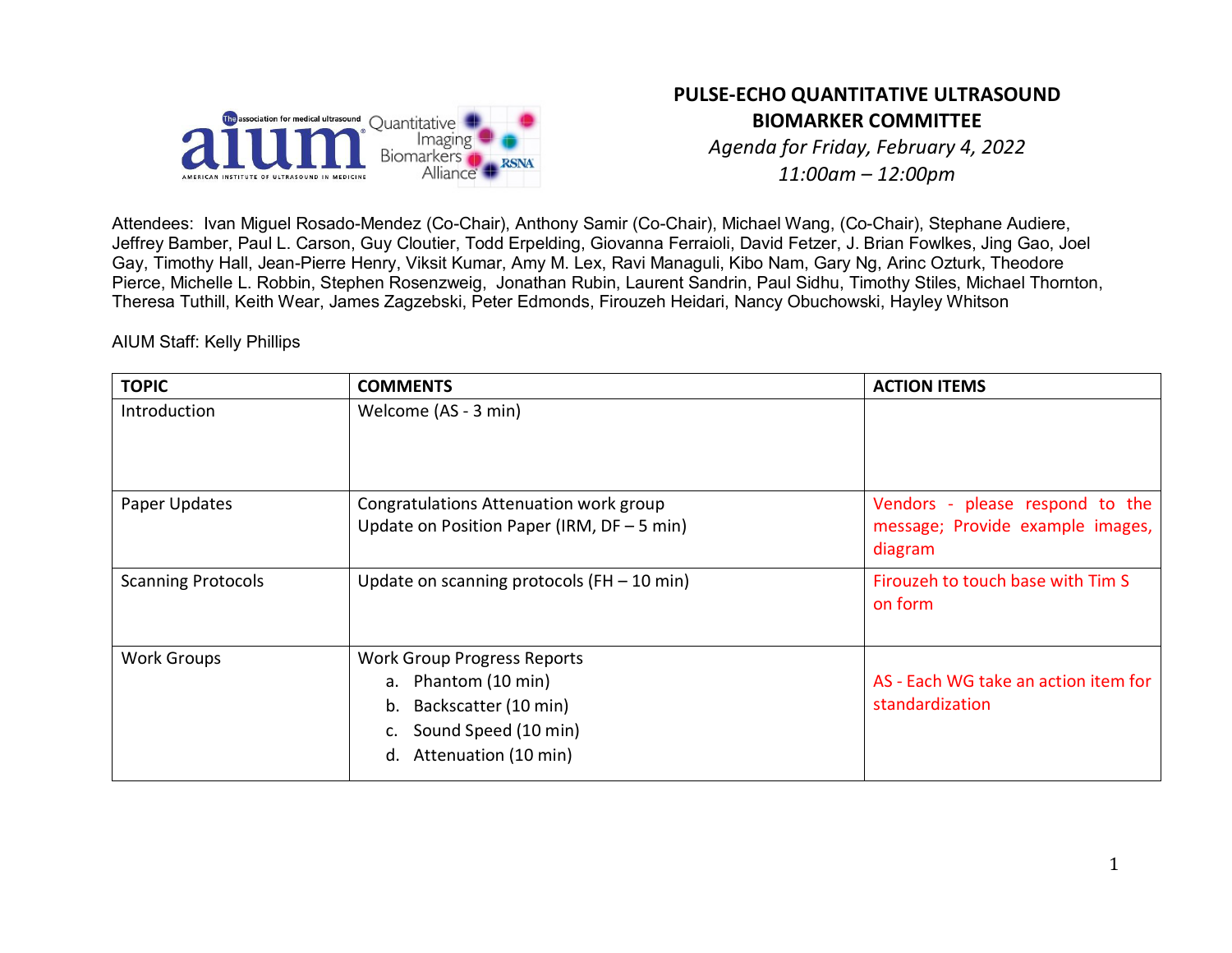# PULSE-ECHO QUANTITATIVE ULTRASOUND BIOMARKER COMMITTEE

*Agenda for Friday, February 4, 2022*

*11:00am – 12:00pm*

Attendees: Ivan Miguel Rosado-Mendez (Co-Chair), Anthony Samir (Co-Chair), Michael Wang, (Co-Chair), Stephane Audiere, Jeffrey Bamber, Paul L. Carson, Guy Cloutier, Todd Erpelding, Giovanna Ferraioli, David Fetzer, J. Brian Fowlkes, Jing Gao, Joel Gay, Timothy Hall, Jean-Pierre Henry, Viksit Kumar, Amy M. Lex, Ravi Managuli, Kibo Nam, Gary Ng, Arinc Ozturk, Theodore Pierce, Michelle L. Robbin, Stephen Rosenzweig, Jonathan Rubin, Laurent Sandrin, Paul Sidhu, Timothy Stiles, Michael Thornton, Theresa Tuthill, Keith Wear, James Zagzebski, Peter Edmonds, Firouzeh Heidari, Nancy Obuchowski, Hayley Whitson

AIUM Staff: Kelly Phillips

| TOPIC | COMMENTS | ACTION ITEMS |
|---|---|---|
| Introduction | Welcome (AS - 3 min) | |
| Paper Updates | Congratulations Attenuation work group<br>Update on Position Paper (IRM, DF – 5 min) | Vendors - please respond to the message; Provide example images, diagram |
| Scanning Protocols | Update on scanning protocols (FH – 10 min) | Firouzeh to touch base with Tim S on form |
| Work Groups | Work Group Progress Reports<br>a. Phantom (10 min)<br>b. Backscatter (10 min)<br>c. Sound Speed (10 min)<br>d. Attenuation (10 min) | AS - Each WG take an action item for standardization |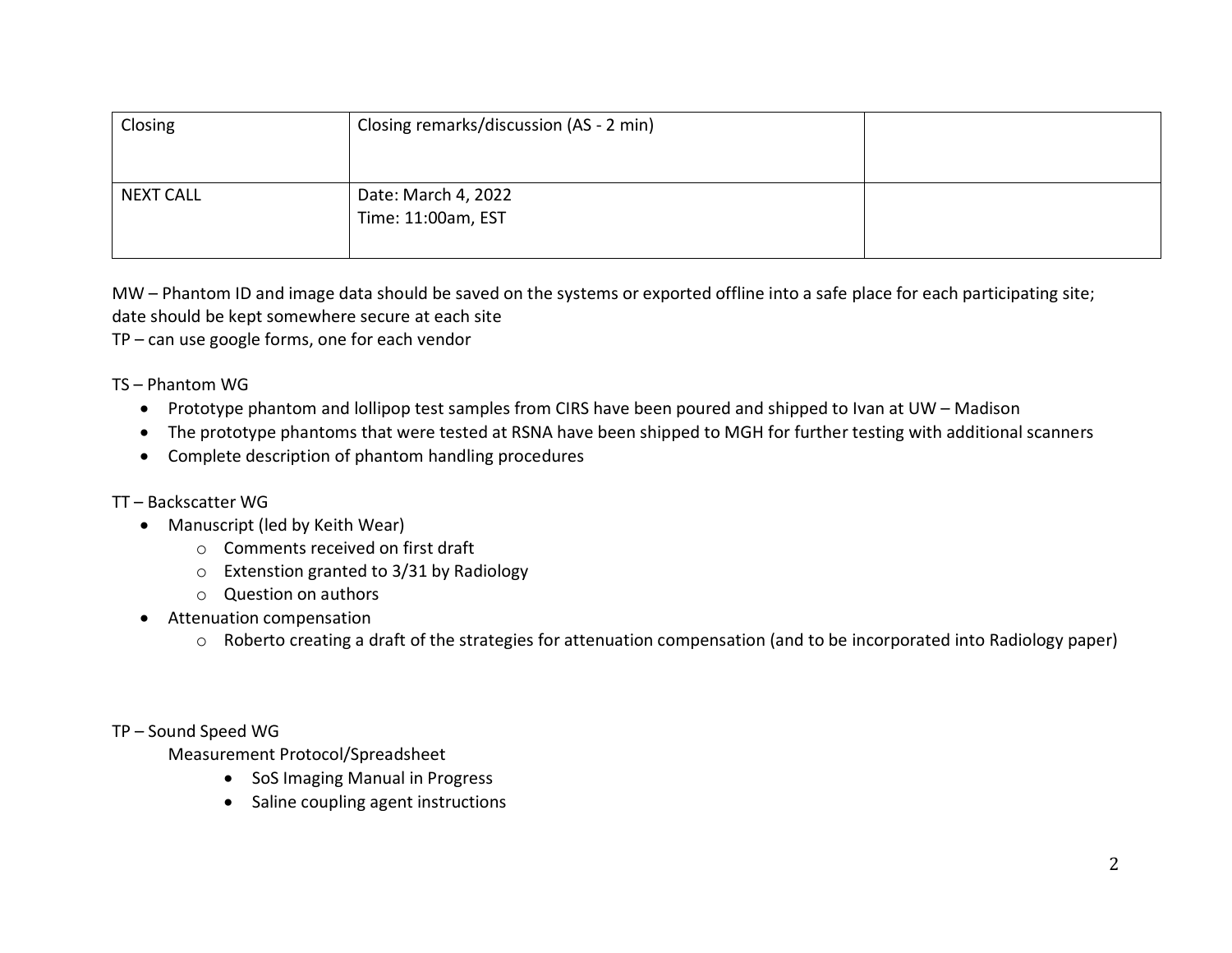| Closing | Closing remarks/discussion (AS - 2 min) | |
|---|---|---|
| NEXT CALL | Date: March 4, 2022<br>Time: 11:00am, EST | |

MW – Phantom ID and image data should be saved on the systems or exported offline into a safe place for each participating site; date should be kept somewhere secure at each site
TP – can use google forms, one for each vendor

TS – Phantom WG

- Prototype phantom and lollipop test samples from CIRS have been poured and shipped to Ivan at UW – Madison
- The prototype phantoms that were tested at RSNA have been shipped to MGH for further testing with additional scanners
- Complete description of phantom handling procedures

TT – Backscatter WG

- Manuscript (led by Keith Wear)
  - Comments received on first draft
  - Extenstion granted to 3/31 by Radiology
  - Question on authors
- Attenuation compensation
  - Roberto creating a draft of the strategies for attenuation compensation (and to be incorporated into Radiology paper)

TP – Sound Speed WG

Measurement Protocol/Spreadsheet

- SoS Imaging Manual in Progress
- Saline coupling agent instructions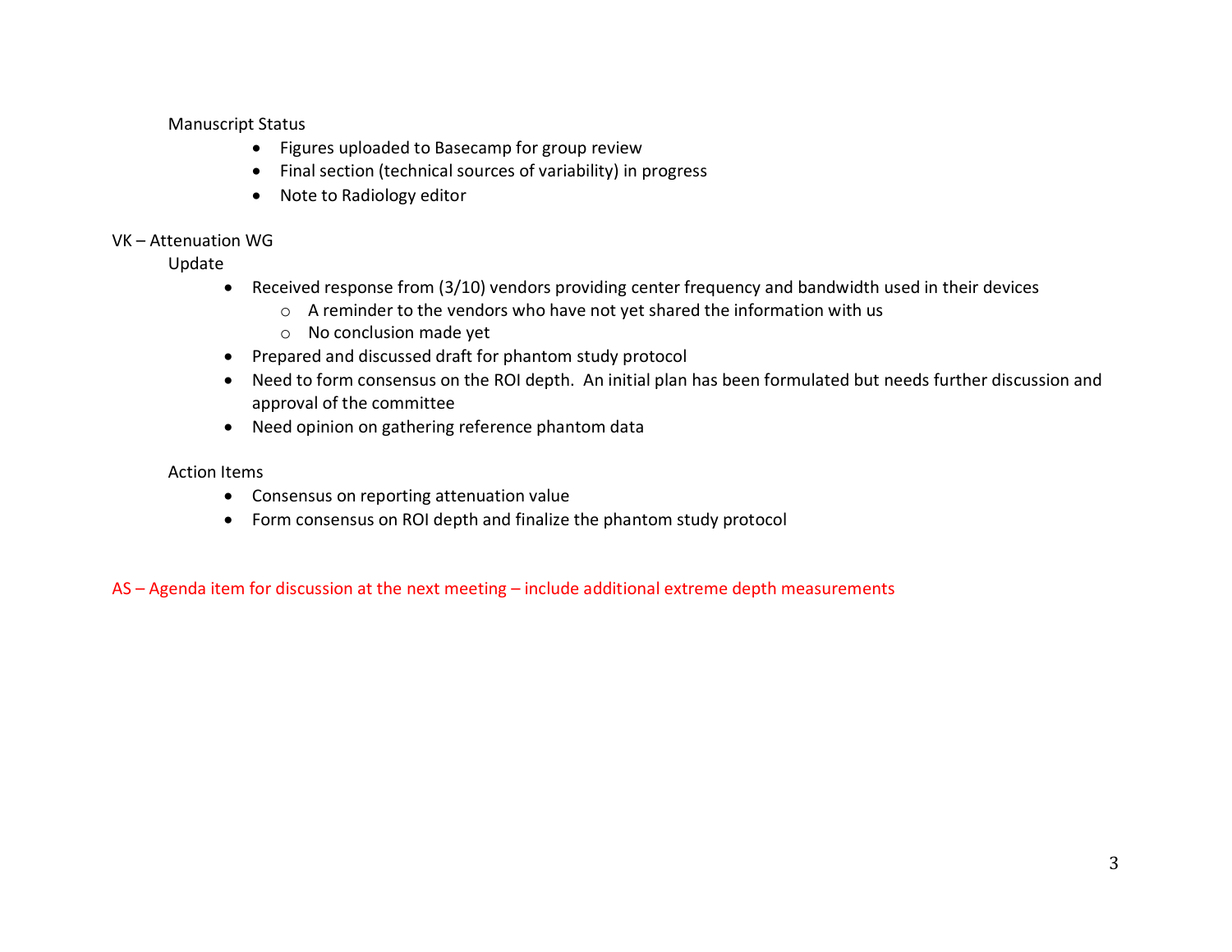Manuscript Status

- Figures uploaded to Basecamp for group review
- Final section (technical sources of variability) in progress
- Note to Radiology editor

VK – Attenuation WG

Update

- Received response from (3/10) vendors providing center frequency and bandwidth used in their devices
    - A reminder to the vendors who have not yet shared the information with us
    - No conclusion made yet
- Prepared and discussed draft for phantom study protocol
- Need to form consensus on the ROI depth. An initial plan has been formulated but needs further discussion and approval of the committee
- Need opinion on gathering reference phantom data

Action Items

- Consensus on reporting attenuation value
- Form consensus on ROI depth and finalize the phantom study protocol

AS – Agenda item for discussion at the next meeting – include additional extreme depth measurements